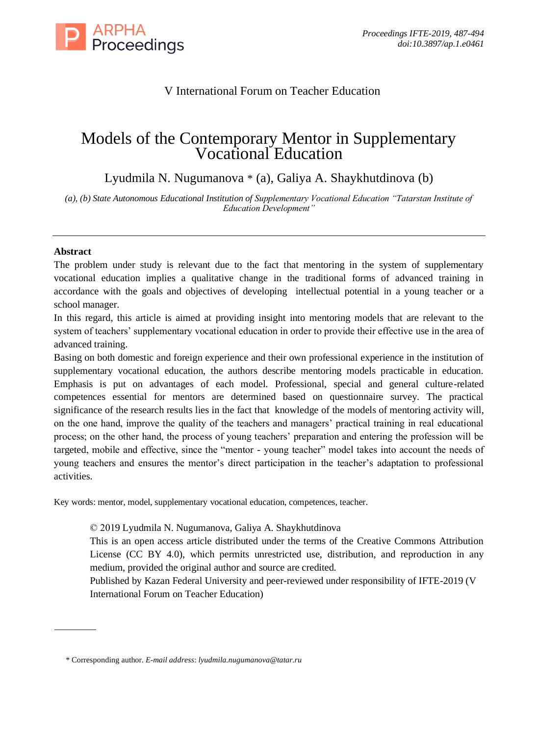V International Forum on Teacher Education

# Models of the Contemporary Mentor in Supplementary Vocational Education

Lyudmila N. Nugumanova * (a), Galiya A. Shaykhutdinova (b)

*(a), (b) State Autonomous Educational Institution of Supplementary Vocational Education "Tatarstan Institute of Education Development"*

---

**Abstract**

The problem under study is relevant due to the fact that mentoring in the system of supplementary vocational education implies a qualitative change in the traditional forms of advanced training in accordance with the goals and objectives of developing intellectual potential in a young teacher or a school manager.

In this regard, this article is aimed at providing insight into mentoring models that are relevant to the system of teachers' supplementary vocational education in order to provide their effective use in the area of advanced training.

Basing on both domestic and foreign experience and their own professional experience in the institution of supplementary vocational education, the authors describe mentoring models practicable in education. Emphasis is put on advantages of each model. Professional, special and general culture-related competences essential for mentors are determined based on questionnaire survey. The practical significance of the research results lies in the fact that knowledge of the models of mentoring activity will, on the one hand, improve the quality of the teachers and managers' practical training in real educational process; on the other hand, the process of young teachers' preparation and entering the profession will be targeted, mobile and effective, since the "mentor - young teacher" model takes into account the needs of young teachers and ensures the mentor's direct participation in the teacher's adaptation to professional activities.

Key words: mentor, model, supplementary vocational education, competences, teacher.

© 2019 Lyudmila N. Nugumanova, Galiya A. Shaykhutdinova

This is an open access article distributed under the terms of the Creative Commons Attribution License (CC BY 4.0), which permits unrestricted use, distribution, and reproduction in any medium, provided the original author and source are credited.

Published by Kazan Federal University and peer-reviewed under responsibility of IFTE-2019 (V International Forum on Teacher Education)

---

\* Corresponding author. *E-mail address*: *lyudmila.nugumanova@tatar.ru*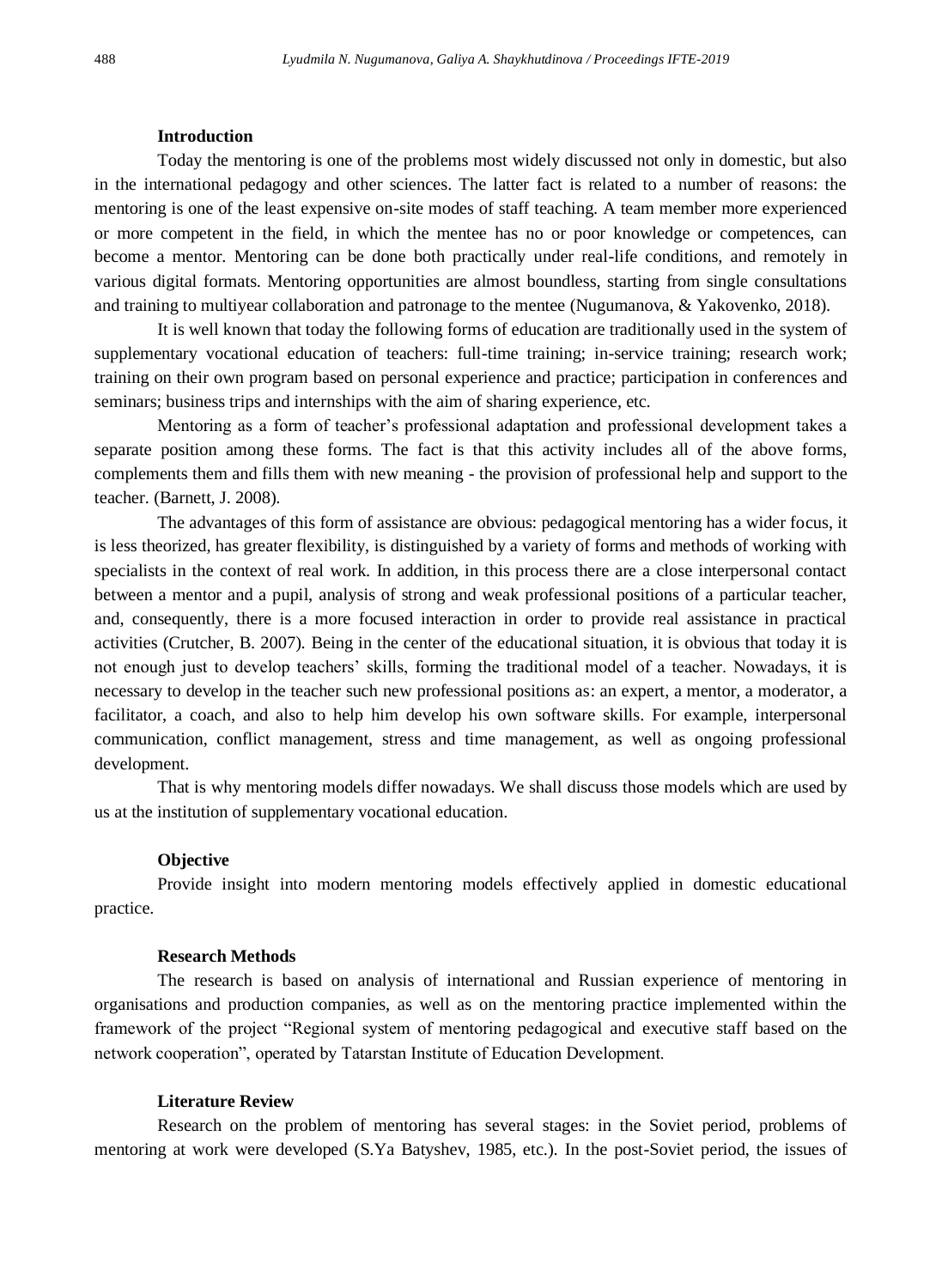### Introduction

Today the mentoring is one of the problems most widely discussed not only in domestic, but also in the international pedagogy and other sciences. The latter fact is related to a number of reasons: the mentoring is one of the least expensive on-site modes of staff teaching. A team member more experienced or more competent in the field, in which the mentee has no or poor knowledge or competences, can become a mentor. Mentoring can be done both practically under real-life conditions, and remotely in various digital formats. Mentoring opportunities are almost boundless, starting from single consultations and training to multiyear collaboration and patronage to the mentee (Nugumanova, & Yakovenko, 2018).

It is well known that today the following forms of education are traditionally used in the system of supplementary vocational education of teachers: full-time training; in-service training; research work; training on their own program based on personal experience and practice; participation in conferences and seminars; business trips and internships with the aim of sharing experience, etc.

Mentoring as a form of teacher's professional adaptation and professional development takes a separate position among these forms. The fact is that this activity includes all of the above forms, complements them and fills them with new meaning - the provision of professional help and support to the teacher. (Barnett, J. 2008).

The advantages of this form of assistance are obvious: pedagogical mentoring has a wider focus, it is less theorized, has greater flexibility, is distinguished by a variety of forms and methods of working with specialists in the context of real work. In addition, in this process there are a close interpersonal contact between a mentor and a pupil, analysis of strong and weak professional positions of a particular teacher, and, consequently, there is a more focused interaction in order to provide real assistance in practical activities (Crutcher, B. 2007). Being in the center of the educational situation, it is obvious that today it is not enough just to develop teachers' skills, forming the traditional model of a teacher. Nowadays, it is necessary to develop in the teacher such new professional positions as: an expert, a mentor, a moderator, a facilitator, a coach, and also to help him develop his own software skills. For example, interpersonal communication, conflict management, stress and time management, as well as ongoing professional development.

That is why mentoring models differ nowadays. We shall discuss those models which are used by us at the institution of supplementary vocational education.

### Objective

Provide insight into modern mentoring models effectively applied in domestic educational practice.

### Research Methods

The research is based on analysis of international and Russian experience of mentoring in organisations and production companies, as well as on the mentoring practice implemented within the framework of the project "Regional system of mentoring pedagogical and executive staff based on the network cooperation", operated by Tatarstan Institute of Education Development.

### Literature Review

Research on the problem of mentoring has several stages: in the Soviet period, problems of mentoring at work were developed (S.Ya Batyshev, 1985, etc.). In the post-Soviet period, the issues of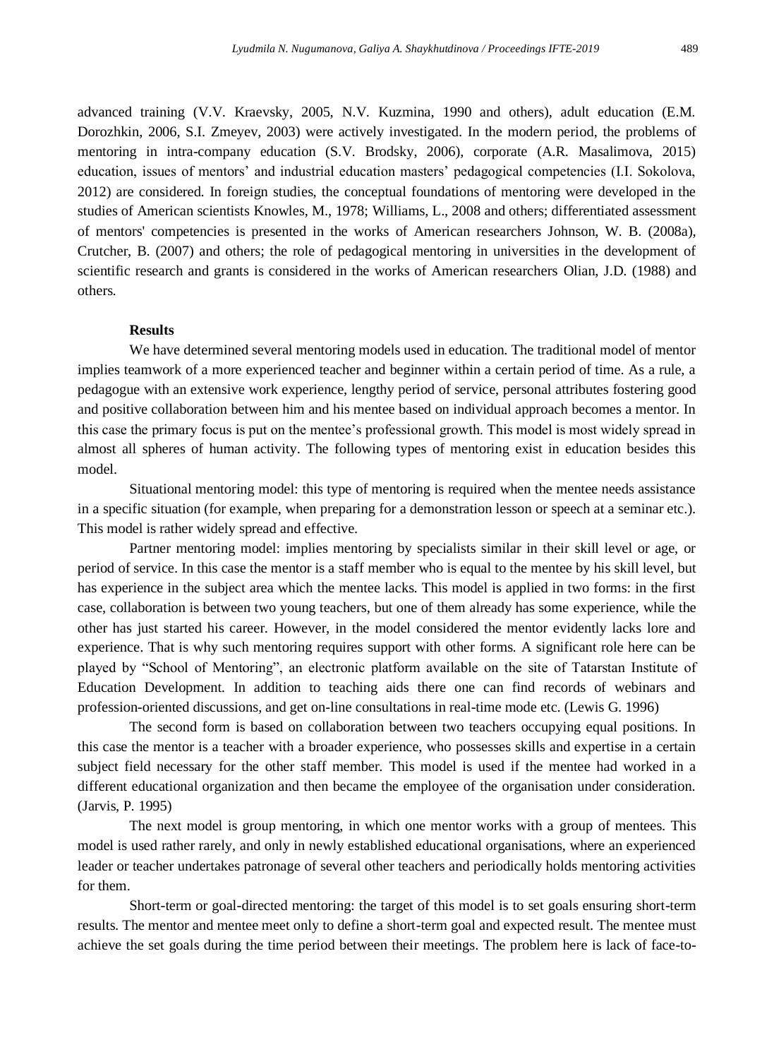advanced training (V.V. Kraevsky, 2005, N.V. Kuzmina, 1990 and others), adult education (E.M. Dorozhkin, 2006, S.I. Zmeyev, 2003) were actively investigated. In the modern period, the problems of mentoring in intra-company education (S.V. Brodsky, 2006), corporate (A.R. Masalimova, 2015) education, issues of mentors' and industrial education masters' pedagogical competencies (I.I. Sokolova, 2012) are considered. In foreign studies, the conceptual foundations of mentoring were developed in the studies of American scientists Knowles, M., 1978; Williams, L., 2008 and others; differentiated assessment of mentors' competencies is presented in the works of American researchers Johnson, W. B. (2008a), Crutcher, B. (2007) and others; the role of pedagogical mentoring in universities in the development of scientific research and grants is considered in the works of American researchers Olian, J.D. (1988) and others.

## Results

We have determined several mentoring models used in education. The traditional model of mentor implies teamwork of a more experienced teacher and beginner within a certain period of time. As a rule, a pedagogue with an extensive work experience, lengthy period of service, personal attributes fostering good and positive collaboration between him and his mentee based on individual approach becomes a mentor. In this case the primary focus is put on the mentee's professional growth. This model is most widely spread in almost all spheres of human activity. The following types of mentoring exist in education besides this model.

Situational mentoring model: this type of mentoring is required when the mentee needs assistance in a specific situation (for example, when preparing for a demonstration lesson or speech at a seminar etc.). This model is rather widely spread and effective.

Partner mentoring model: implies mentoring by specialists similar in their skill level or age, or period of service. In this case the mentor is a staff member who is equal to the mentee by his skill level, but has experience in the subject area which the mentee lacks. This model is applied in two forms: in the first case, collaboration is between two young teachers, but one of them already has some experience, while the other has just started his career. However, in the model considered the mentor evidently lacks lore and experience. That is why such mentoring requires support with other forms. A significant role here can be played by "School of Mentoring", an electronic platform available on the site of Tatarstan Institute of Education Development. In addition to teaching aids there one can find records of webinars and profession-oriented discussions, and get on-line consultations in real-time mode etc. (Lewis G. 1996)

The second form is based on collaboration between two teachers occupying equal positions. In this case the mentor is a teacher with a broader experience, who possesses skills and expertise in a certain subject field necessary for the other staff member. This model is used if the mentee had worked in a different educational organization and then became the employee of the organisation under consideration. (Jarvis, P. 1995)

The next model is group mentoring, in which one mentor works with a group of mentees. This model is used rather rarely, and only in newly established educational organisations, where an experienced leader or teacher undertakes patronage of several other teachers and periodically holds mentoring activities for them.

Short-term or goal-directed mentoring: the target of this model is to set goals ensuring short-term results. The mentor and mentee meet only to define a short-term goal and expected result. The mentee must achieve the set goals during the time period between their meetings. The problem here is lack of face-to-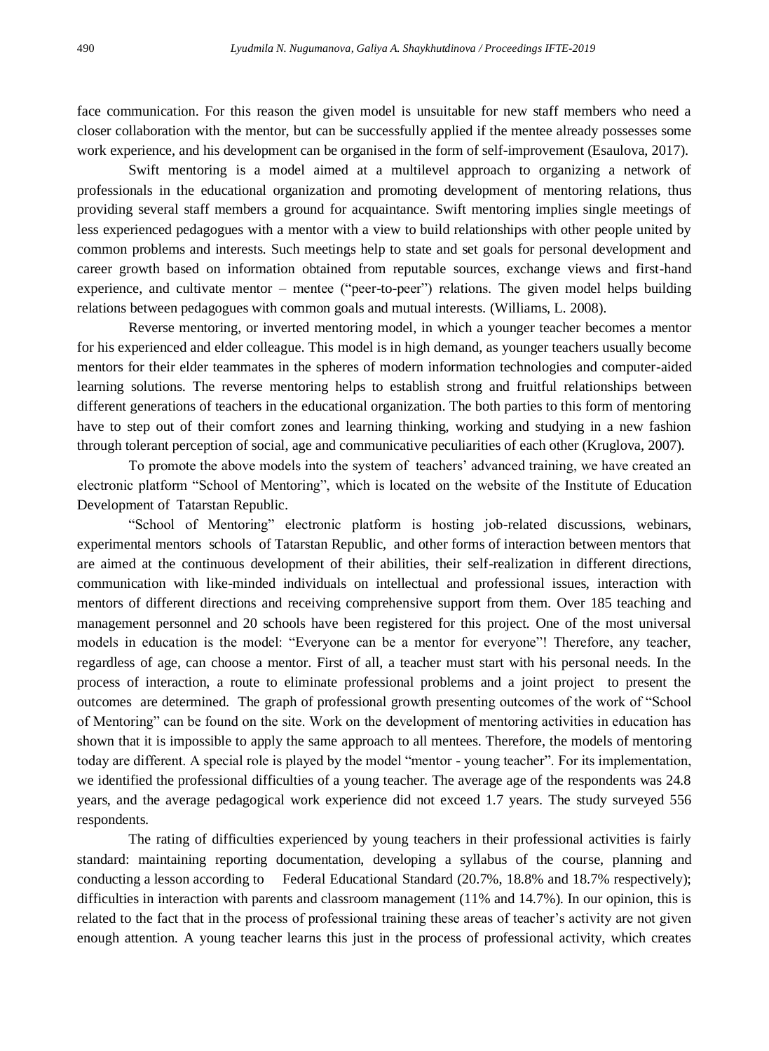face communication. For this reason the given model is unsuitable for new staff members who need a closer collaboration with the mentor, but can be successfully applied if the mentee already possesses some work experience, and his development can be organised in the form of self-improvement (Esaulova, 2017).

Swift mentoring is a model aimed at a multilevel approach to organizing a network of professionals in the educational organization and promoting development of mentoring relations, thus providing several staff members a ground for acquaintance. Swift mentoring implies single meetings of less experienced pedagogues with a mentor with a view to build relationships with other people united by common problems and interests. Such meetings help to state and set goals for personal development and career growth based on information obtained from reputable sources, exchange views and first-hand experience, and cultivate mentor – mentee ("peer-to-peer") relations. The given model helps building relations between pedagogues with common goals and mutual interests. (Williams, L. 2008).

Reverse mentoring, or inverted mentoring model, in which a younger teacher becomes a mentor for his experienced and elder colleague. This model is in high demand, as younger teachers usually become mentors for their elder teammates in the spheres of modern information technologies and computer-aided learning solutions. The reverse mentoring helps to establish strong and fruitful relationships between different generations of teachers in the educational organization. The both parties to this form of mentoring have to step out of their comfort zones and learning thinking, working and studying in a new fashion through tolerant perception of social, age and communicative peculiarities of each other (Kruglova, 2007).

To promote the above models into the system of teachers' advanced training, we have created an electronic platform "School of Mentoring", which is located on the website of the Institute of Education Development of Tatarstan Republic.

"School of Mentoring" electronic platform is hosting job-related discussions, webinars, experimental mentors schools of Tatarstan Republic, and other forms of interaction between mentors that are aimed at the continuous development of their abilities, their self-realization in different directions, communication with like-minded individuals on intellectual and professional issues, interaction with mentors of different directions and receiving comprehensive support from them. Over 185 teaching and management personnel and 20 schools have been registered for this project. One of the most universal models in education is the model: "Everyone can be a mentor for everyone"! Therefore, any teacher, regardless of age, can choose a mentor. First of all, a teacher must start with his personal needs. In the process of interaction, a route to eliminate professional problems and a joint project to present the outcomes are determined. The graph of professional growth presenting outcomes of the work of "School of Mentoring" can be found on the site. Work on the development of mentoring activities in education has shown that it is impossible to apply the same approach to all mentees. Therefore, the models of mentoring today are different. A special role is played by the model "mentor - young teacher". For its implementation, we identified the professional difficulties of a young teacher. The average age of the respondents was 24.8 years, and the average pedagogical work experience did not exceed 1.7 years. The study surveyed 556 respondents.

The rating of difficulties experienced by young teachers in their professional activities is fairly standard: maintaining reporting documentation, developing a syllabus of the course, planning and conducting a lesson according to Federal Educational Standard (20.7%, 18.8% and 18.7% respectively); difficulties in interaction with parents and classroom management (11% and 14.7%). In our opinion, this is related to the fact that in the process of professional training these areas of teacher's activity are not given enough attention. A young teacher learns this just in the process of professional activity, which creates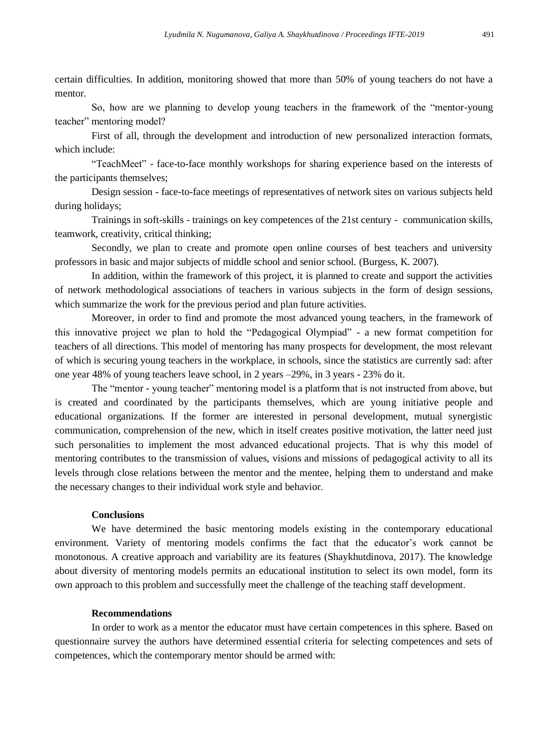certain difficulties. In addition, monitoring showed that more than 50% of young teachers do not have a mentor.

So, how are we planning to develop young teachers in the framework of the "mentor-young teacher" mentoring model?

First of all, through the development and introduction of new personalized interaction formats, which include:

"TeachMeet" - face-to-face monthly workshops for sharing experience based on the interests of the participants themselves;

Design session - face-to-face meetings of representatives of network sites on various subjects held during holidays;

Trainings in soft-skills - trainings on key competences of the 21st century - communication skills, teamwork, creativity, critical thinking;

Secondly, we plan to create and promote open online courses of best teachers and university professors in basic and major subjects of middle school and senior school. (Burgess, K. 2007).

In addition, within the framework of this project, it is planned to create and support the activities of network methodological associations of teachers in various subjects in the form of design sessions, which summarize the work for the previous period and plan future activities.

Moreover, in order to find and promote the most advanced young teachers, in the framework of this innovative project we plan to hold the "Pedagogical Olympiad" - a new format competition for teachers of all directions. This model of mentoring has many prospects for development, the most relevant of which is securing young teachers in the workplace, in schools, since the statistics are currently sad: after one year 48% of young teachers leave school, in 2 years –29%, in 3 years - 23% do it.

The "mentor - young teacher" mentoring model is a platform that is not instructed from above, but is created and coordinated by the participants themselves, which are young initiative people and educational organizations. If the former are interested in personal development, mutual synergistic communication, comprehension of the new, which in itself creates positive motivation, the latter need just such personalities to implement the most advanced educational projects. That is why this model of mentoring contributes to the transmission of values, visions and missions of pedagogical activity to all its levels through close relations between the mentor and the mentee, helping them to understand and make the necessary changes to their individual work style and behavior.

## Conclusions

We have determined the basic mentoring models existing in the contemporary educational environment. Variety of mentoring models confirms the fact that the educator's work cannot be monotonous. A creative approach and variability are its features (Shaykhutdinova, 2017). The knowledge about diversity of mentoring models permits an educational institution to select its own model, form its own approach to this problem and successfully meet the challenge of the teaching staff development.

## Recommendations

In order to work as a mentor the educator must have certain competences in this sphere. Based on questionnaire survey the authors have determined essential criteria for selecting competences and sets of competences, which the contemporary mentor should be armed with: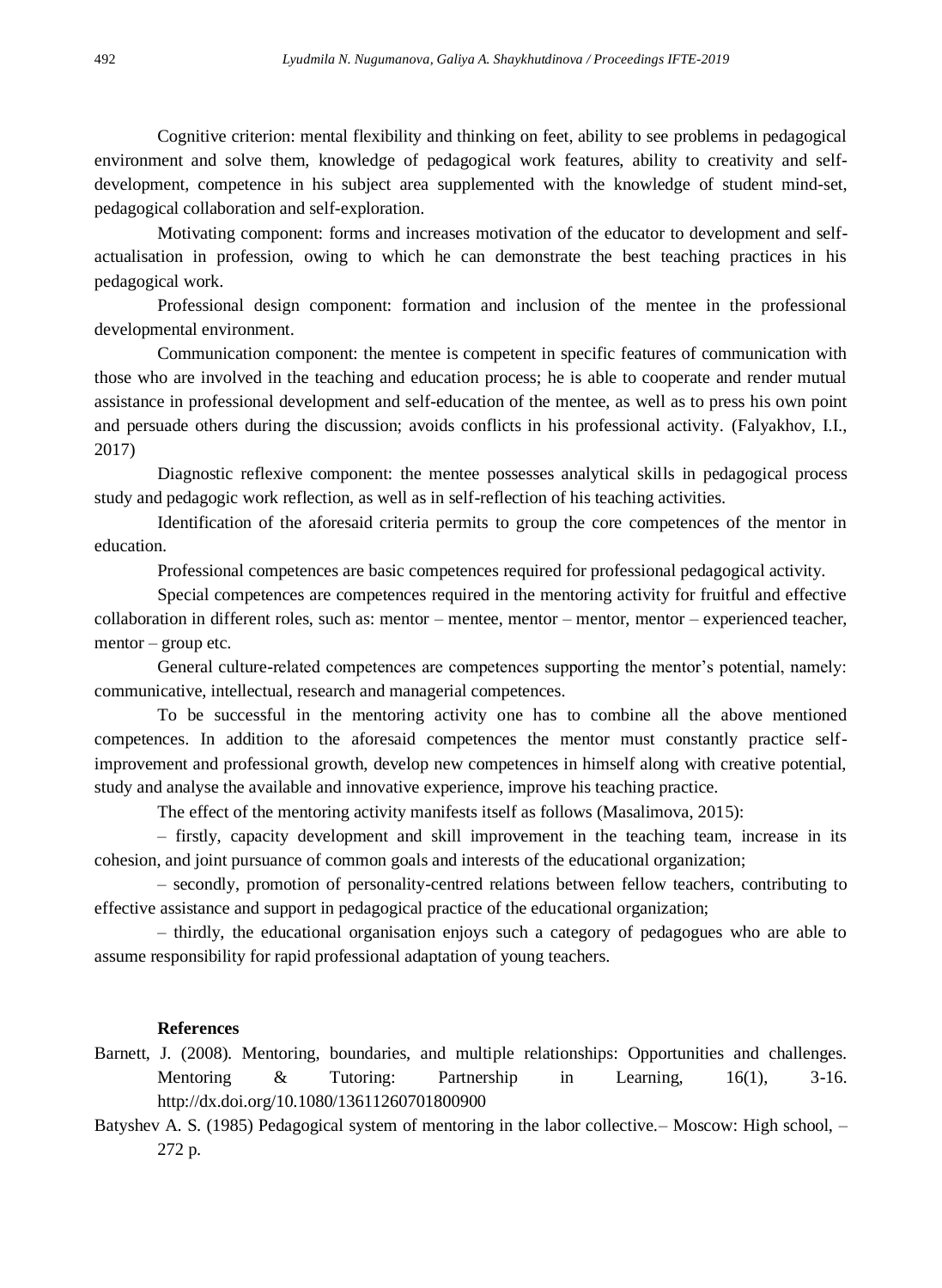Cognitive criterion: mental flexibility and thinking on feet, ability to see problems in pedagogical environment and solve them, knowledge of pedagogical work features, ability to creativity and self-development, competence in his subject area supplemented with the knowledge of student mind-set, pedagogical collaboration and self-exploration.

Motivating component: forms and increases motivation of the educator to development and self-actualisation in profession, owing to which he can demonstrate the best teaching practices in his pedagogical work.

Professional design component: formation and inclusion of the mentee in the professional developmental environment.

Communication component: the mentee is competent in specific features of communication with those who are involved in the teaching and education process; he is able to cooperate and render mutual assistance in professional development and self-education of the mentee, as well as to press his own point and persuade others during the discussion; avoids conflicts in his professional activity. (Falyakhov, I.I., 2017)

Diagnostic reflexive component: the mentee possesses analytical skills in pedagogical process study and pedagogic work reflection, as well as in self-reflection of his teaching activities.

Identification of the aforesaid criteria permits to group the core competences of the mentor in education.

Professional competences are basic competences required for professional pedagogical activity.

Special competences are competences required in the mentoring activity for fruitful and effective collaboration in different roles, such as: mentor – mentee, mentor – mentor, mentor – experienced teacher, mentor – group etc.

General culture-related competences are competences supporting the mentor's potential, namely: communicative, intellectual, research and managerial competences.

To be successful in the mentoring activity one has to combine all the above mentioned competences. In addition to the aforesaid competences the mentor must constantly practice self-improvement and professional growth, develop new competences in himself along with creative potential, study and analyse the available and innovative experience, improve his teaching practice.

The effect of the mentoring activity manifests itself as follows (Masalimova, 2015):

– firstly, capacity development and skill improvement in the teaching team, increase in its cohesion, and joint pursuance of common goals and interests of the educational organization;

– secondly, promotion of personality-centred relations between fellow teachers, contributing to effective assistance and support in pedagogical practice of the educational organization;

– thirdly, the educational organisation enjoys such a category of pedagogues who are able to assume responsibility for rapid professional adaptation of young teachers.

## References

Barnett, J. (2008). Mentoring, boundaries, and multiple relationships: Opportunities and challenges. Mentoring & Tutoring: Partnership in Learning, 16(1), 3-16. http://dx.doi.org/10.1080/13611260701800900

Batyshev A. S. (1985) Pedagogical system of mentoring in the labor collective.– Moscow: High school, – 272 p.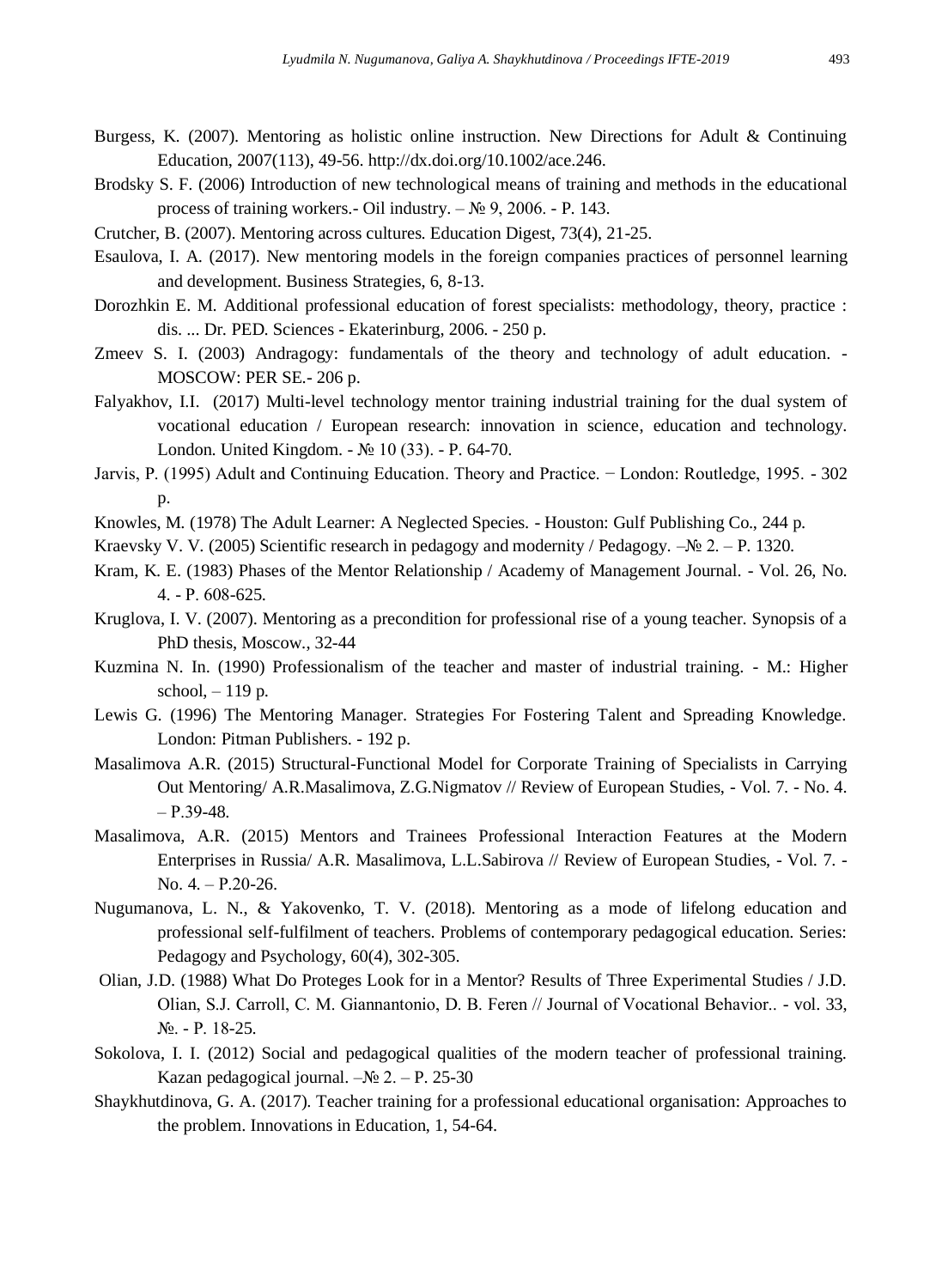Burgess, K. (2007). Mentoring as holistic online instruction. New Directions for Adult & Continuing Education, 2007(113), 49-56. http://dx.doi.org/10.1002/ace.246.

Brodsky S. F. (2006) Introduction of new technological means of training and methods in the educational process of training workers.- Oil industry. – № 9, 2006. - P. 143.

Crutcher, B. (2007). Mentoring across cultures. Education Digest, 73(4), 21-25.

Esaulova, I. A. (2017). New mentoring models in the foreign companies practices of personnel learning and development. Business Strategies, 6, 8-13.

Dorozhkin E. M. Additional professional education of forest specialists: methodology, theory, practice : dis. ... Dr. PED. Sciences - Ekaterinburg, 2006. - 250 p.

Zmeev S. I. (2003) Andragogy: fundamentals of the theory and technology of adult education. - MOSCOW: PER SE.- 206 p.

Falyakhov, I.I. (2017) Multi-level technology mentor training industrial training for the dual system of vocational education / European research: innovation in science, education and technology. London. United Kingdom. - № 10 (33). - P. 64-70.

Jarvis, P. (1995) Adult and Continuing Education. Theory and Practice. − London: Routledge, 1995. - 302 p.

Knowles, M. (1978) The Adult Learner: A Neglected Species. - Houston: Gulf Publishing Co., 244 p.

Kraevsky V. V. (2005) Scientific research in pedagogy and modernity / Pedagogy. –№ 2. – P. 1320.

Kram, K. E. (1983) Phases of the Mentor Relationship / Academy of Management Journal. - Vol. 26, No. 4. - P. 608-625.

Kruglova, I. V. (2007). Mentoring as a precondition for professional rise of a young teacher. Synopsis of a PhD thesis, Moscow., 32-44

Kuzmina N. In. (1990) Professionalism of the teacher and master of industrial training. - M.: Higher school, – 119 p.

Lewis G. (1996) The Mentoring Manager. Strategies For Fostering Talent and Spreading Knowledge. London: Pitman Publishers. - 192 p.

Masalimova A.R. (2015) Structural-Functional Model for Corporate Training of Specialists in Carrying Out Mentoring/ A.R.Masalimova, Z.G.Nigmatov // Review of European Studies, - Vol. 7. - No. 4. – P.39-48.

Masalimova, A.R. (2015) Mentors and Trainees Professional Interaction Features at the Modern Enterprises in Russia/ A.R. Masalimova, L.L.Sabirova // Review of European Studies, - Vol. 7. - No. 4. – P.20-26.

Nugumanova, L. N., & Yakovenko, T. V. (2018). Mentoring as a mode of lifelong education and professional self-fulfilment of teachers. Problems of contemporary pedagogical education. Series: Pedagogy and Psychology, 60(4), 302-305.

Olian, J.D. (1988) What Do Proteges Look for in a Mentor? Results of Three Experimental Studies / J.D. Olian, S.J. Carroll, C. M. Giannantonio, D. B. Feren // Journal of Vocational Behavior.. - vol. 33, №. - P. 18-25.

Sokolova, I. I. (2012) Social and pedagogical qualities of the modern teacher of professional training. Kazan pedagogical journal. –№ 2. – P. 25-30

Shaykhutdinova, G. A. (2017). Teacher training for a professional educational organisation: Approaches to the problem. Innovations in Education, 1, 54-64.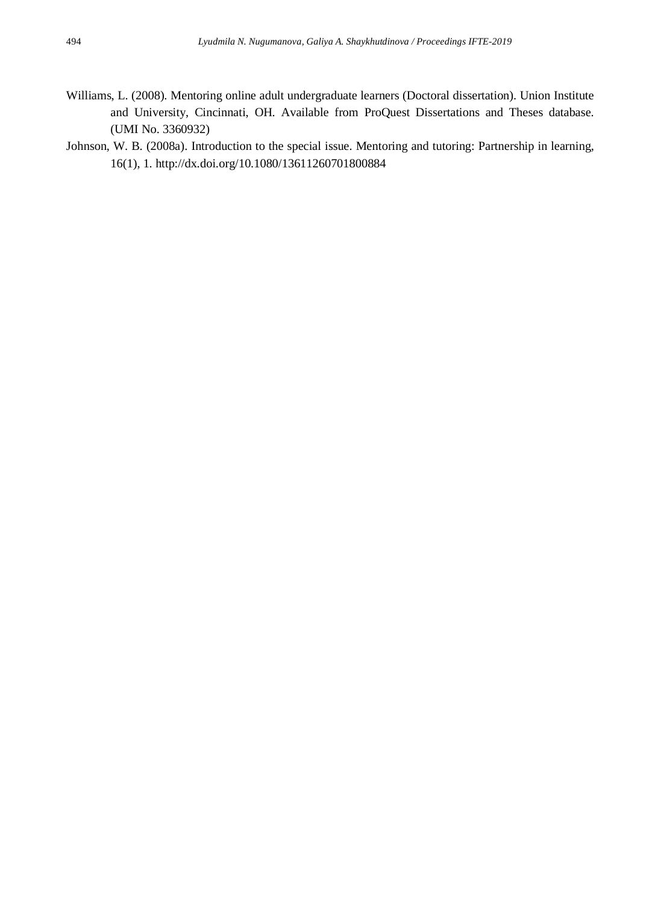Williams, L. (2008). Mentoring online adult undergraduate learners (Doctoral dissertation). Union Institute and University, Cincinnati, OH. Available from ProQuest Dissertations and Theses database. (UMI No. 3360932)

Johnson, W. B. (2008a). Introduction to the special issue. Mentoring and tutoring: Partnership in learning, 16(1), 1. http://dx.doi.org/10.1080/13611260701800884